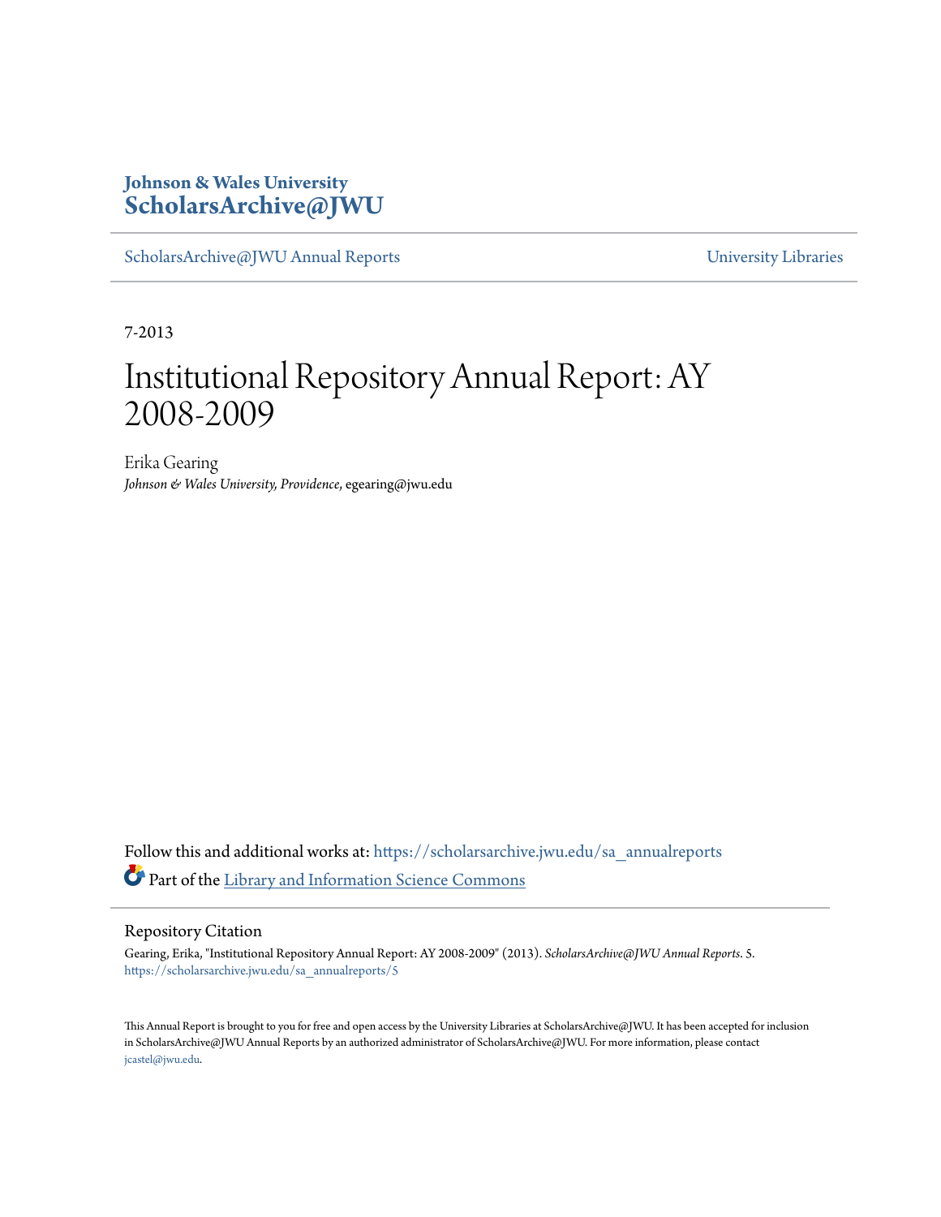**Johnson & Wales University**
**ScholarsArchive@JWU**

ScholarsArchive@JWU Annual Reports | University Libraries

7-2013

# Institutional Repository Annual Report: AY 2008-2009

Erika Gearing
*Johnson & Wales University, Providence*, egearing@jwu.edu

Follow this and additional works at: https://scholarsarchive.jwu.edu/sa_annualreports

Part of the Library and Information Science Commons

## Repository Citation

Gearing, Erika, "Institutional Repository Annual Report: AY 2008-2009" (2013). *ScholarsArchive@JWU Annual Reports*. 5.
https://scholarsarchive.jwu.edu/sa_annualreports/5

This Annual Report is brought to you for free and open access by the University Libraries at ScholarsArchive@JWU. It has been accepted for inclusion in ScholarsArchive@JWU Annual Reports by an authorized administrator of ScholarsArchive@JWU. For more information, please contact jcastel@jwu.edu.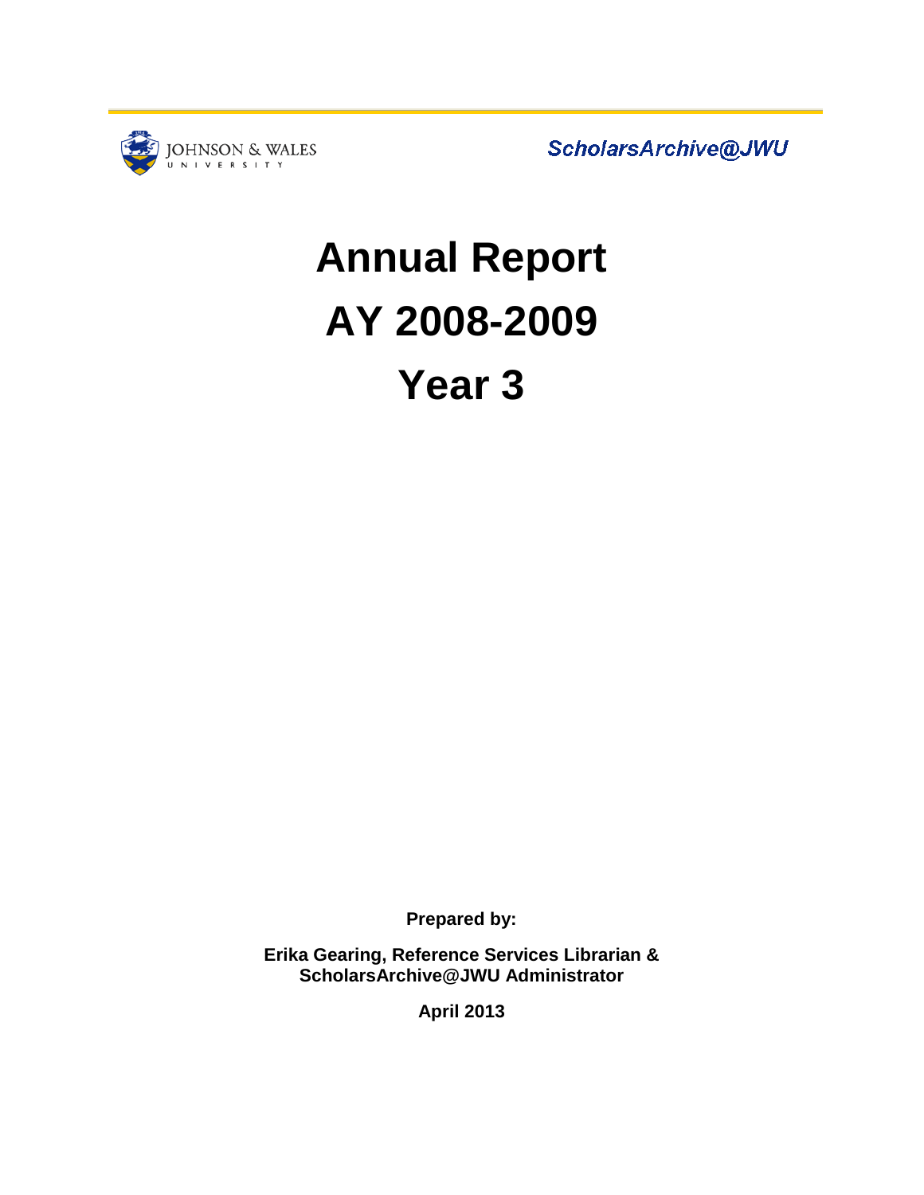JOHNSON & WALES UNIVERSITY

*ScholarsArchive@JWU*

# Annual Report
# AY 2008-2009
# Year 3

**Prepared by:**

**Erika Gearing, Reference Services Librarian & ScholarsArchive@JWU Administrator**

**April 2013**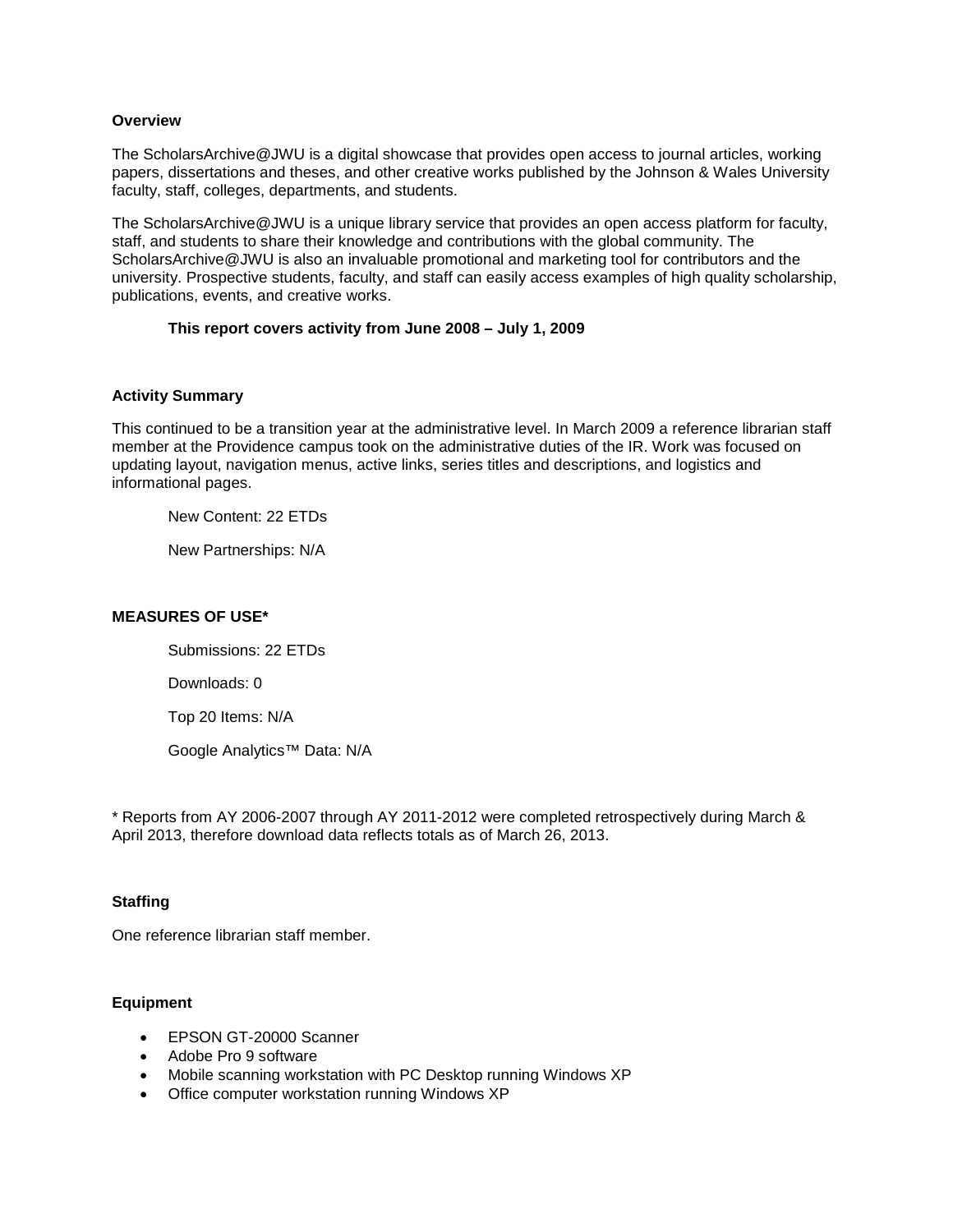## Overview

The ScholarsArchive@JWU is a digital showcase that provides open access to journal articles, working papers, dissertations and theses, and other creative works published by the Johnson & Wales University faculty, staff, colleges, departments, and students.

The ScholarsArchive@JWU is a unique library service that provides an open access platform for faculty, staff, and students to share their knowledge and contributions with the global community. The ScholarsArchive@JWU is also an invaluable promotional and marketing tool for contributors and the university. Prospective students, faculty, and staff can easily access examples of high quality scholarship, publications, events, and creative works.

**This report covers activity from June 2008 – July 1, 2009**

## Activity Summary

This continued to be a transition year at the administrative level. In March 2009 a reference librarian staff member at the Providence campus took on the administrative duties of the IR. Work was focused on updating layout, navigation menus, active links, series titles and descriptions, and logistics and informational pages.

New Content: 22 ETDs

New Partnerships: N/A

## MEASURES OF USE*

Submissions: 22 ETDs

Downloads: 0

Top 20 Items: N/A

Google Analytics™ Data: N/A

* Reports from AY 2006-2007 through AY 2011-2012 were completed retrospectively during March & April 2013, therefore download data reflects totals as of March 26, 2013.

## Staffing

One reference librarian staff member.

## Equipment

- EPSON GT-20000 Scanner
- Adobe Pro 9 software
- Mobile scanning workstation with PC Desktop running Windows XP
- Office computer workstation running Windows XP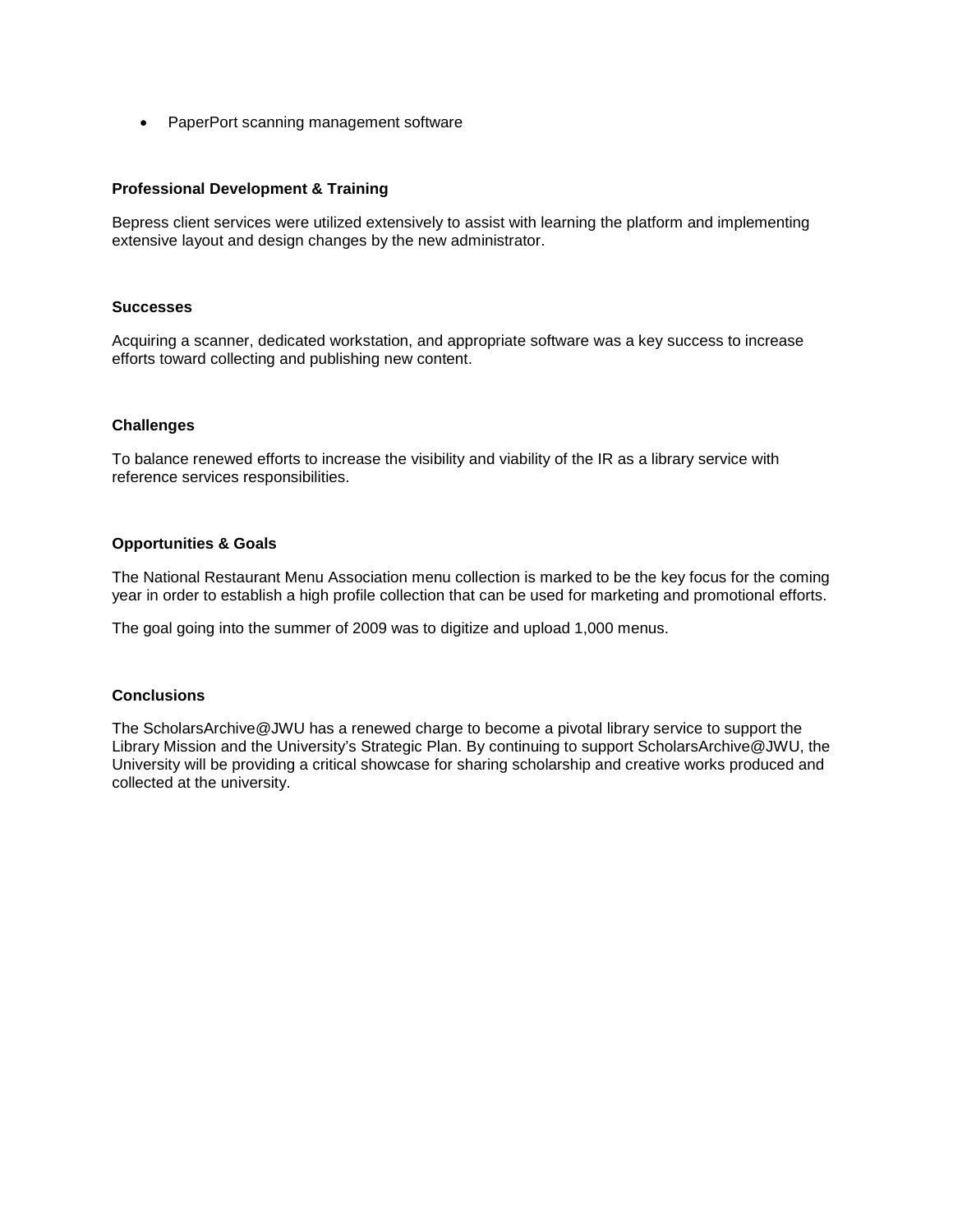- PaperPort scanning management software

**Professional Development & Training**

Bepress client services were utilized extensively to assist with learning the platform and implementing extensive layout and design changes by the new administrator.

**Successes**

Acquiring a scanner, dedicated workstation, and appropriate software was a key success to increase efforts toward collecting and publishing new content.

**Challenges**

To balance renewed efforts to increase the visibility and viability of the IR as a library service with reference services responsibilities.

**Opportunities & Goals**

The National Restaurant Menu Association menu collection is marked to be the key focus for the coming year in order to establish a high profile collection that can be used for marketing and promotional efforts.

The goal going into the summer of 2009 was to digitize and upload 1,000 menus.

**Conclusions**

The ScholarsArchive@JWU has a renewed charge to become a pivotal library service to support the Library Mission and the University's Strategic Plan. By continuing to support ScholarsArchive@JWU, the University will be providing a critical showcase for sharing scholarship and creative works produced and collected at the university.